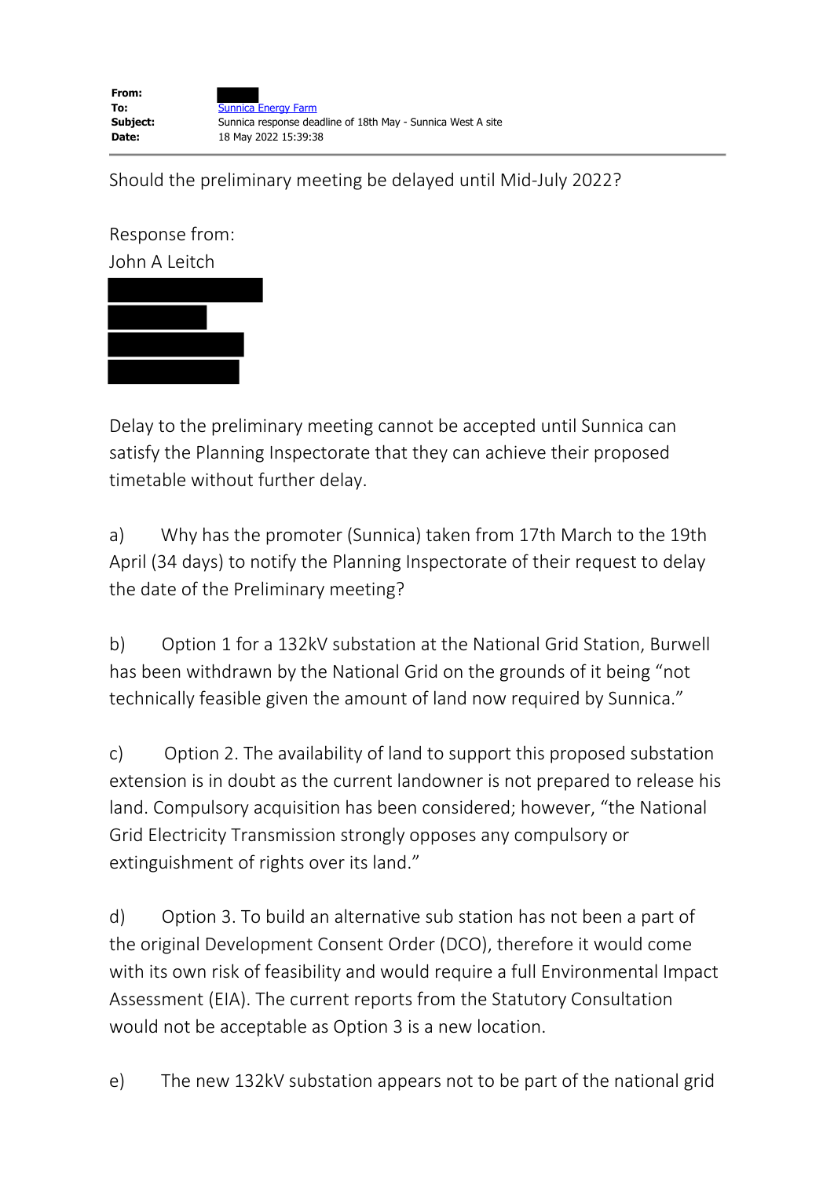| | |
|---|---|
| **From:** | |
| **To:** | Sunnica Energy Farm |
| **Subject:** | Sunnica response deadline of 18th May - Sunnica West A site |
| **Date:** | 18 May 2022 15:39:38 |

Should the preliminary meeting be delayed until Mid-July 2022?

Response from:
John A Leitch

Delay to the preliminary meeting cannot be accepted until Sunnica can satisfy the Planning Inspectorate that they can achieve their proposed timetable without further delay.

a) Why has the promoter (Sunnica) taken from 17th March to the 19th April (34 days) to notify the Planning Inspectorate of their request to delay the date of the Preliminary meeting?

b) Option 1 for a 132kV substation at the National Grid Station, Burwell has been withdrawn by the National Grid on the grounds of it being "not technically feasible given the amount of land now required by Sunnica."

c) Option 2. The availability of land to support this proposed substation extension is in doubt as the current landowner is not prepared to release his land. Compulsory acquisition has been considered; however, "the National Grid Electricity Transmission strongly opposes any compulsory or extinguishment of rights over its land."

d) Option 3. To build an alternative sub station has not been a part of the original Development Consent Order (DCO), therefore it would come with its own risk of feasibility and would require a full Environmental Impact Assessment (EIA). The current reports from the Statutory Consultation would not be acceptable as Option 3 is a new location.

e) The new 132kV substation appears not to be part of the national grid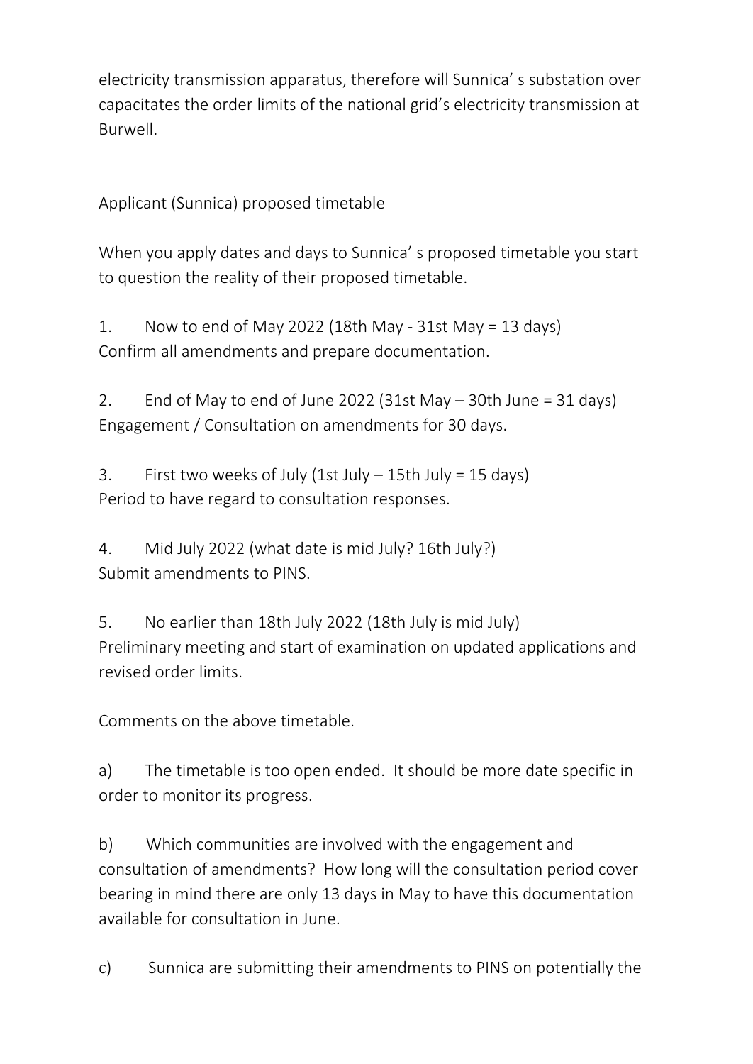electricity transmission apparatus, therefore will Sunnica' s substation over capacitates the order limits of the national grid's electricity transmission at Burwell.

Applicant (Sunnica) proposed timetable

When you apply dates and days to Sunnica' s proposed timetable you start to question the reality of their proposed timetable.

1. Now to end of May 2022 (18th May - 31st May = 13 days)
Confirm all amendments and prepare documentation.

2. End of May to end of June 2022 (31st May – 30th June = 31 days)
Engagement / Consultation on amendments for 30 days.

3. First two weeks of July (1st July – 15th July = 15 days)
Period to have regard to consultation responses.

4. Mid July 2022 (what date is mid July? 16th July?)
Submit amendments to PINS.

5. No earlier than 18th July 2022 (18th July is mid July)
Preliminary meeting and start of examination on updated applications and revised order limits.

Comments on the above timetable.

a) The timetable is too open ended. It should be more date specific in order to monitor its progress.

b) Which communities are involved with the engagement and consultation of amendments? How long will the consultation period cover bearing in mind there are only 13 days in May to have this documentation available for consultation in June.

c) Sunnica are submitting their amendments to PINS on potentially the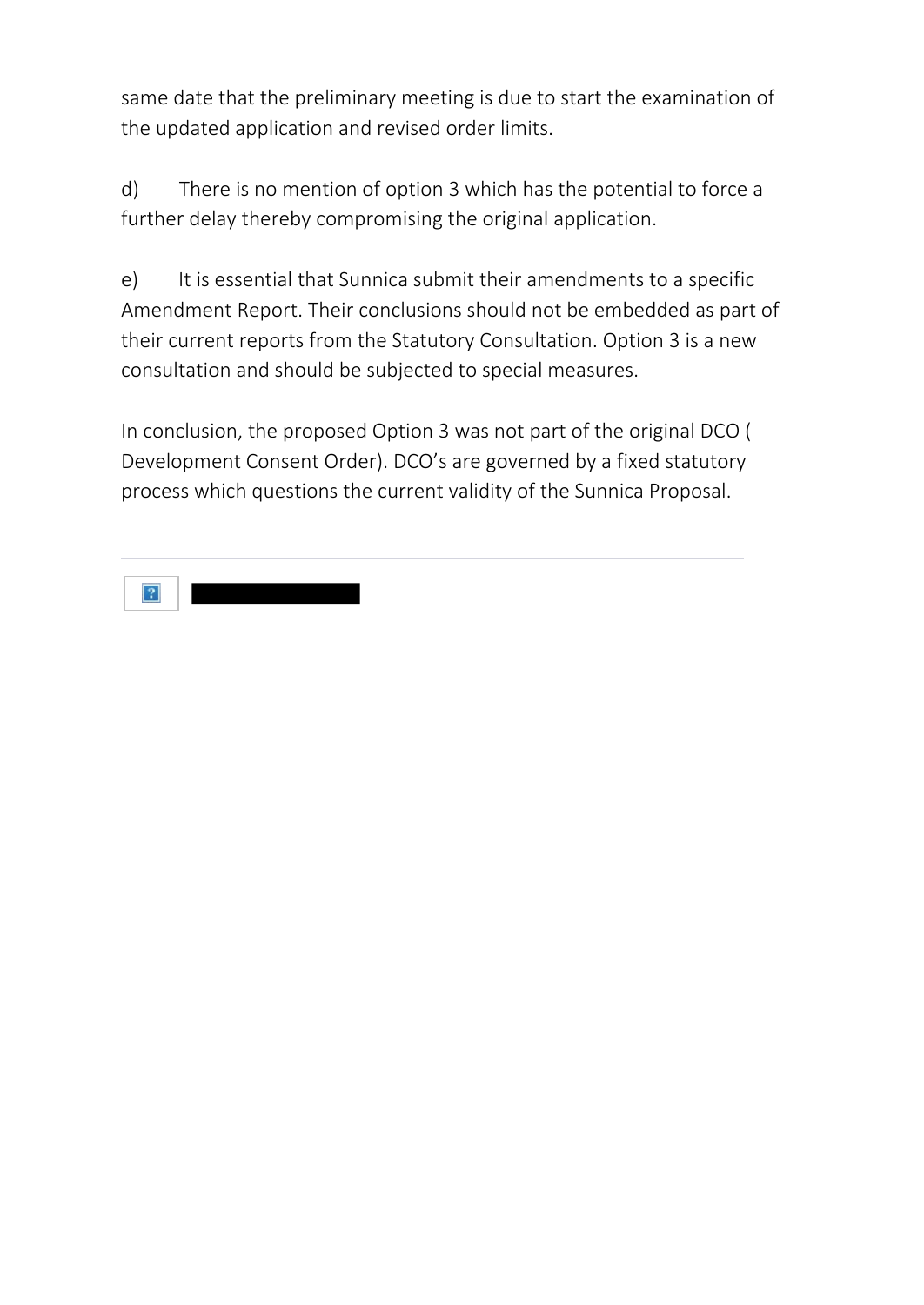same date that the preliminary meeting is due to start the examination of the updated application and revised order limits.

d) There is no mention of option 3 which has the potential to force a further delay thereby compromising the original application.

e) It is essential that Sunnica submit their amendments to a specific Amendment Report. Their conclusions should not be embedded as part of their current reports from the Statutory Consultation. Option 3 is a new consultation and should be subjected to special measures.

In conclusion, the proposed Option 3 was not part of the original DCO ( Development Consent Order). DCO's are governed by a fixed statutory process which questions the current validity of the Sunnica Proposal.

---